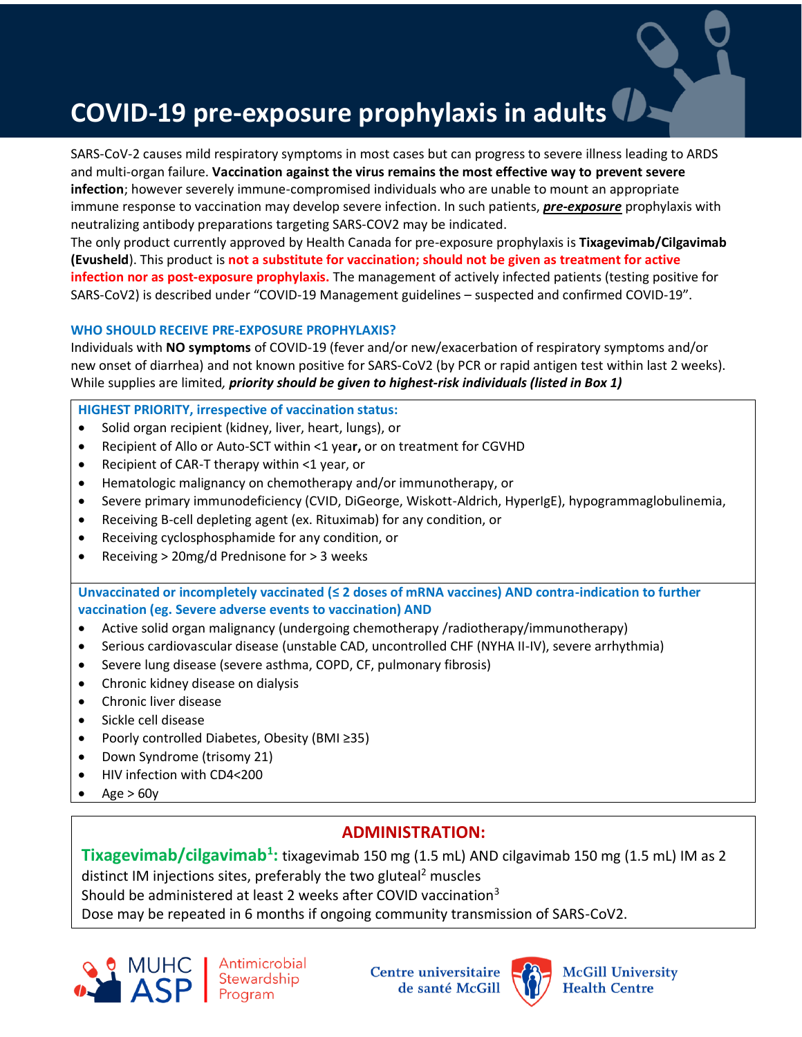# COVID-19 pre-exposure prophylaxis in adults

SARS-CoV-2 causes mild respiratory symptoms in most cases but can progress to severe illness leading to ARDS and multi-organ failure. **Vaccination against the virus remains the most effective way to prevent severe infection**; however severely immune-compromised individuals who are unable to mount an appropriate immune response to vaccination may develop severe infection. In such patients, ***pre-exposure*** prophylaxis with neutralizing antibody preparations targeting SARS-COV2 may be indicated.

The only product currently approved by Health Canada for pre-exposure prophylaxis is **Tixagevimab/Cilgavimab (Evusheld)**. This product is **not a substitute for vaccination; should not be given as treatment for active infection nor as post-exposure prophylaxis.** The management of actively infected patients (testing positive for SARS-CoV2) is described under "COVID-19 Management guidelines – suspected and confirmed COVID-19".

### WHO SHOULD RECEIVE PRE-EXPOSURE PROPHYLAXIS?

Individuals with **NO symptoms** of COVID-19 (fever and/or new/exacerbation of respiratory symptoms and/or new onset of diarrhea) and not known positive for SARS-CoV2 (by PCR or rapid antigen test within last 2 weeks). While supplies are limited, ***priority should be given to highest-risk individuals (listed in Box 1)***

**HIGHEST PRIORITY, irrespective of vaccination status:**

- Solid organ recipient (kidney, liver, heart, lungs), or
- Recipient of Allo or Auto-SCT within <1 year**,** or on treatment for CGVHD
- Recipient of CAR-T therapy within <1 year, or
- Hematologic malignancy on chemotherapy and/or immunotherapy, or
- Severe primary immunodeficiency (CVID, DiGeorge, Wiskott-Aldrich, HyperIgE), hypogrammaglobulinemia,
- Receiving B-cell depleting agent (ex. Rituximab) for any condition, or
- Receiving cyclosphosphamide for any condition, or
- Receiving > 20mg/d Prednisone for > 3 weeks

**Unvaccinated or incompletely vaccinated (≤ 2 doses of mRNA vaccines) AND contra-indication to further vaccination (eg. Severe adverse events to vaccination) AND**

- Active solid organ malignancy (undergoing chemotherapy /radiotherapy/immunotherapy)
- Serious cardiovascular disease (unstable CAD, uncontrolled CHF (NYHA II-IV), severe arrhythmia)
- Severe lung disease (severe asthma, COPD, CF, pulmonary fibrosis)
- Chronic kidney disease on dialysis
- Chronic liver disease
- Sickle cell disease
- Poorly controlled Diabetes, Obesity (BMI ≥35)
- Down Syndrome (trisomy 21)
- HIV infection with CD4<200
- Age > 60y

## ADMINISTRATION:

**Tixagevimab/cilgavimab[1]:** tixagevimab 150 mg (1.5 mL) AND cilgavimab 150 mg (1.5 mL) IM as 2 distinct IM injections sites, preferably the two gluteal[2] muscles

Should be administered at least 2 weeks after COVID vaccination[3]

Dose may be repeated in 6 months if ongoing community transmission of SARS-CoV2.

MUHC ASP Antimicrobial Stewardship Program — Centre universitaire de santé McGill — McGill University Health Centre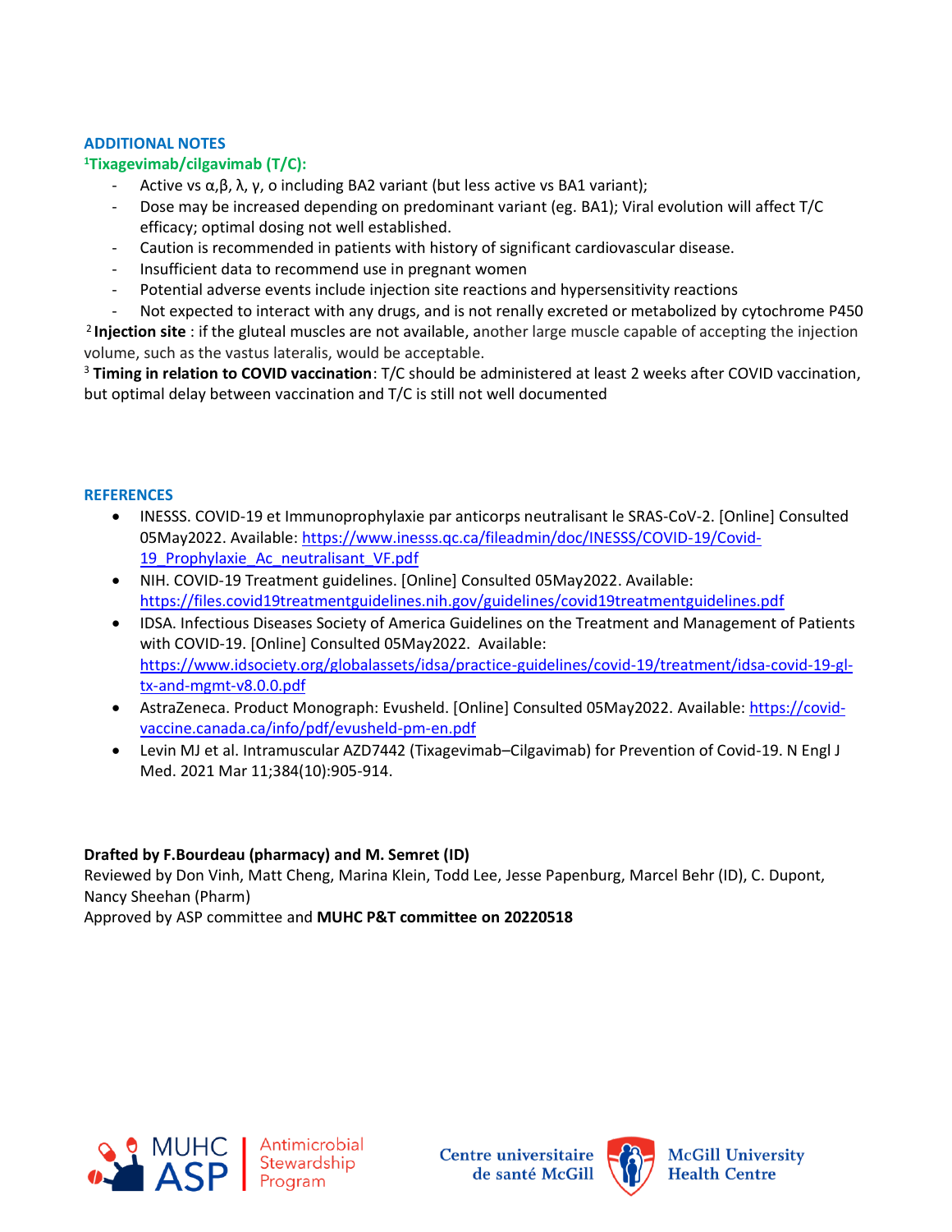### ADDITIONAL NOTES

**[1]Tixagevimab/cilgavimab (T/C):**

- Active vs α,β, λ, γ, o including BA2 variant (but less active vs BA1 variant);
- Dose may be increased depending on predominant variant (eg. BA1); Viral evolution will affect T/C efficacy; optimal dosing not well established.
- Caution is recommended in patients with history of significant cardiovascular disease.
- Insufficient data to recommend use in pregnant women
- Potential adverse events include injection site reactions and hypersensitivity reactions
- Not expected to interact with any drugs, and is not renally excreted or metabolized by cytochrome P450

[2] **Injection site** : if the gluteal muscles are not available, another large muscle capable of accepting the injection volume, such as the vastus lateralis, would be acceptable.

[3] **Timing in relation to COVID vaccination**: T/C should be administered at least 2 weeks after COVID vaccination, but optimal delay between vaccination and T/C is still not well documented

### REFERENCES

- INESSS. COVID-19 et Immunoprophylaxie par anticorps neutralisant le SRAS-CoV-2. [Online] Consulted 05May2022. Available: https://www.inesss.qc.ca/fileadmin/doc/INESSS/COVID-19/Covid-19_Prophylaxie_Ac_neutralisant_VF.pdf
- NIH. COVID-19 Treatment guidelines. [Online] Consulted 05May2022. Available: https://files.covid19treatmentguidelines.nih.gov/guidelines/covid19treatmentguidelines.pdf
- IDSA. Infectious Diseases Society of America Guidelines on the Treatment and Management of Patients with COVID-19. [Online] Consulted 05May2022. Available: https://www.idsociety.org/globalassets/idsa/practice-guidelines/covid-19/treatment/idsa-covid-19-gl-tx-and-mgmt-v8.0.0.pdf
- AstraZeneca. Product Monograph: Evusheld. [Online] Consulted 05May2022. Available: https://covid-vaccine.canada.ca/info/pdf/evusheld-pm-en.pdf
- Levin MJ et al. Intramuscular AZD7442 (Tixagevimab–Cilgavimab) for Prevention of Covid-19. N Engl J Med. 2021 Mar 11;384(10):905-914.

**Drafted by F.Bourdeau (pharmacy) and M. Semret (ID)**
Reviewed by Don Vinh, Matt Cheng, Marina Klein, Todd Lee, Jesse Papenburg, Marcel Behr (ID), C. Dupont, Nancy Sheehan (Pharm)
Approved by ASP committee and **MUHC P&T committee on 20220518**

MUHC ASP | Antimicrobial Stewardship Program

Centre universitaire de santé McGill | McGill University Health Centre